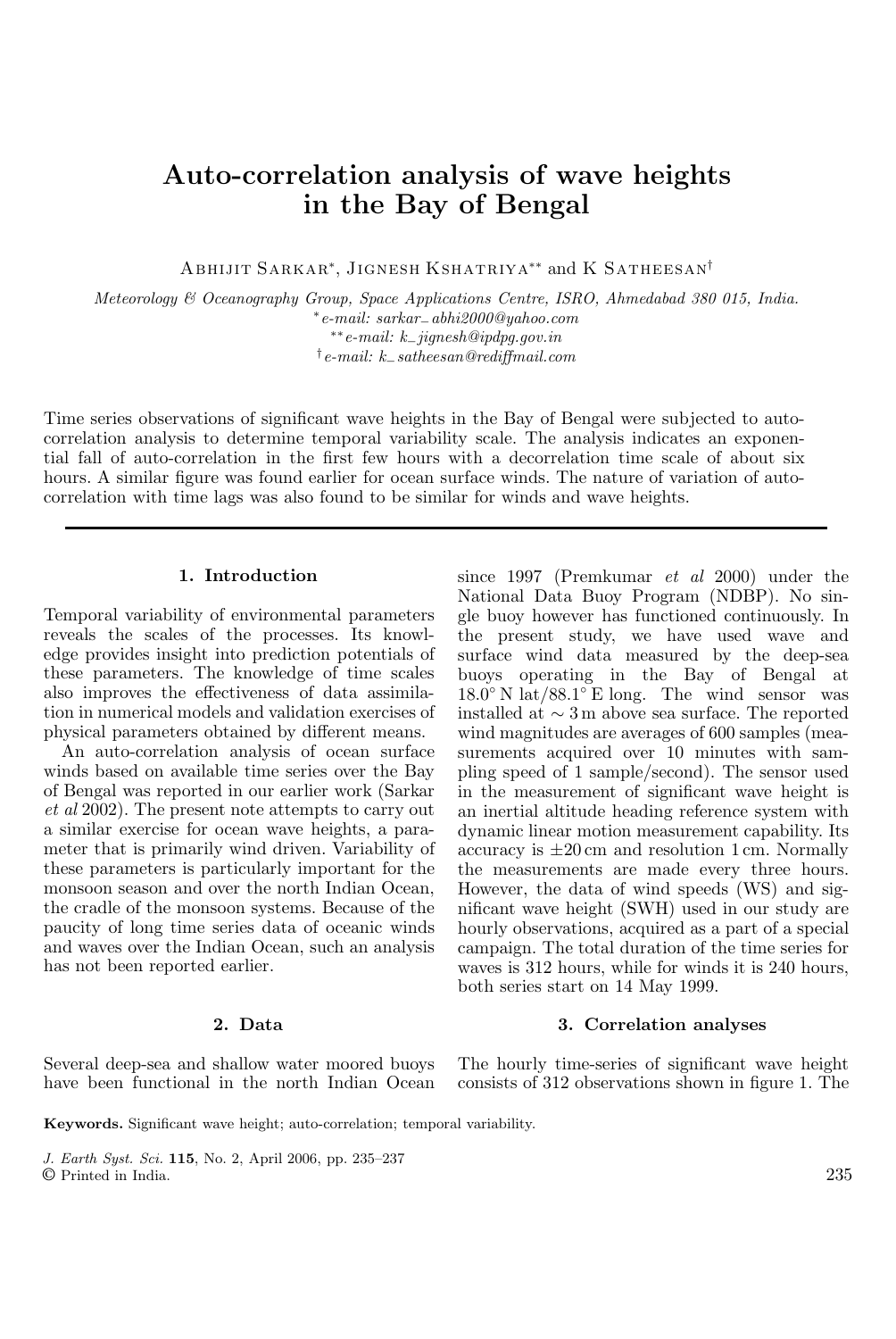# Auto-correlation analysis of wave heights in the Bay of Bengal

Abhijit Sarkar*, Jignesh Kshatriya** and K Satheesan†

*Meteorology & Oceanography Group, Space Applications Centre, ISRO, Ahmedabad 380 015, India.*
*e-mail: sarkar_abhi2000@yahoo.com
**e-mail: k_jignesh@ipdpg.gov.in
†e-mail: k_satheesan@rediffmail.com

Time series observations of significant wave heights in the Bay of Bengal were subjected to auto-correlation analysis to determine temporal variability scale. The analysis indicates an exponential fall of auto-correlation in the first few hours with a decorrelation time scale of about six hours. A similar figure was found earlier for ocean surface winds. The nature of variation of auto-correlation with time lags was also found to be similar for winds and wave heights.

## 1. Introduction

Temporal variability of environmental parameters reveals the scales of the processes. Its knowledge provides insight into prediction potentials of these parameters. The knowledge of time scales also improves the effectiveness of data assimilation in numerical models and validation exercises of physical parameters obtained by different means.

An auto-correlation analysis of ocean surface winds based on available time series over the Bay of Bengal was reported in our earlier work (Sarkar *et al* 2002). The present note attempts to carry out a similar exercise for ocean wave heights, a parameter that is primarily wind driven. Variability of these parameters is particularly important for the monsoon season and over the north Indian Ocean, the cradle of the monsoon systems. Because of the paucity of long time series data of oceanic winds and waves over the Indian Ocean, such an analysis has not been reported earlier.

## 2. Data

Several deep-sea and shallow water moored buoys have been functional in the north Indian Ocean since 1997 (Premkumar *et al* 2000) under the National Data Buoy Program (NDBP). No single buoy however has functioned continuously. In the present study, we have used wave and surface wind data measured by the deep-sea buoys operating in the Bay of Bengal at $18.0^\circ$ N lat/$88.1^\circ$ E long. The wind sensor was installed at $\sim 3$ m above sea surface. The reported wind magnitudes are averages of 600 samples (measurements acquired over 10 minutes with sampling speed of 1 sample/second). The sensor used in the measurement of significant wave height is an inertial altitude heading reference system with dynamic linear motion measurement capability. Its accuracy is $\pm 20$ cm and resolution 1 cm. Normally the measurements are made every three hours. However, the data of wind speeds (WS) and significant wave height (SWH) used in our study are hourly observations, acquired as a part of a special campaign. The total duration of the time series for waves is 312 hours, while for winds it is 240 hours, both series start on 14 May 1999.

## 3. Correlation analyses

The hourly time-series of significant wave height consists of 312 observations shown in figure 1. The

**Keywords.** Significant wave height; auto-correlation; temporal variability.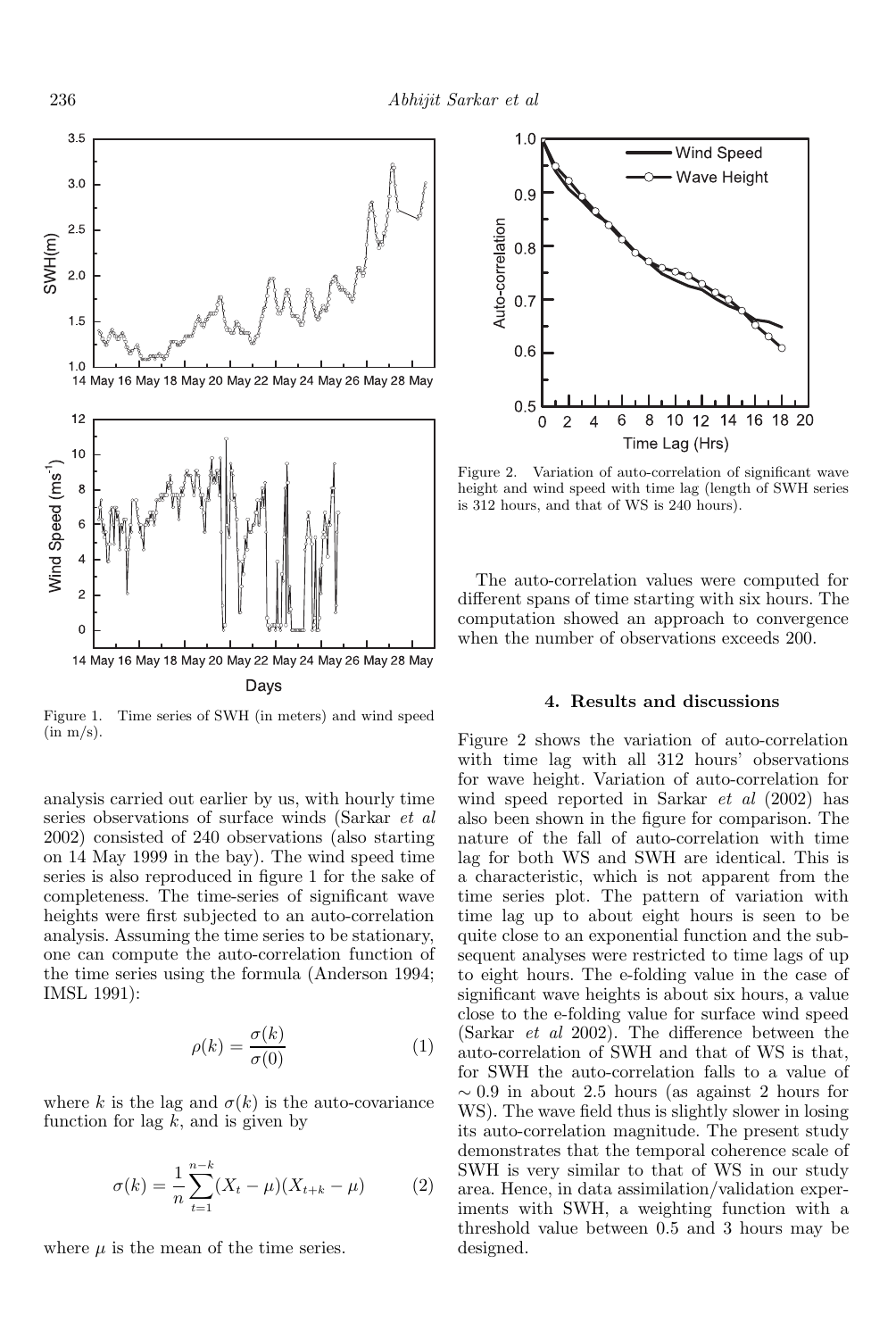Figure 1. Time series of SWH (in meters) and wind speed (in m/s).

analysis carried out earlier by us, with hourly time series observations of surface winds (Sarkar *et al* 2002) consisted of 240 observations (also starting on 14 May 1999 in the bay). The wind speed time series is also reproduced in figure 1 for the sake of completeness. The time-series of significant wave heights were first subjected to an auto-correlation analysis. Assuming the time series to be stationary, one can compute the auto-correlation function of the time series using the formula (Anderson 1994; IMSL 1991):

$$\rho(k) = \frac{\sigma(k)}{\sigma(0)} \tag{1}$$

where $k$ is the lag and $\sigma(k)$ is the auto-covariance function for lag $k$, and is given by

$$\sigma(k) = \frac{1}{n}\sum_{t=1}^{n-k}(X_t - \mu)(X_{t+k} - \mu) \tag{2}$$

where $\mu$ is the mean of the time series.

Figure 2. Variation of auto-correlation of significant wave height and wind speed with time lag (length of SWH series is 312 hours, and that of WS is 240 hours).

The auto-correlation values were computed for different spans of time starting with six hours. The computation showed an approach to convergence when the number of observations exceeds 200.

## 4. Results and discussions

Figure 2 shows the variation of auto-correlation with time lag with all 312 hours' observations for wave height. Variation of auto-correlation for wind speed reported in Sarkar *et al* (2002) has also been shown in the figure for comparison. The nature of the fall of auto-correlation with time lag for both WS and SWH are identical. This is a characteristic, which is not apparent from the time series plot. The pattern of variation with time lag up to about eight hours is seen to be quite close to an exponential function and the subsequent analyses were restricted to time lags of up to eight hours. The e-folding value in the case of significant wave heights is about six hours, a value close to the e-folding value for surface wind speed (Sarkar *et al* 2002). The difference between the auto-correlation of SWH and that of WS is that, for SWH the auto-correlation falls to a value of $\sim 0.9$ in about 2.5 hours (as against 2 hours for WS). The wave field thus is slightly slower in losing its auto-correlation magnitude. The present study demonstrates that the temporal coherence scale of SWH is very similar to that of WS in our study area. Hence, in data assimilation/validation experiments with SWH, a weighting function with a threshold value between 0.5 and 3 hours may be designed.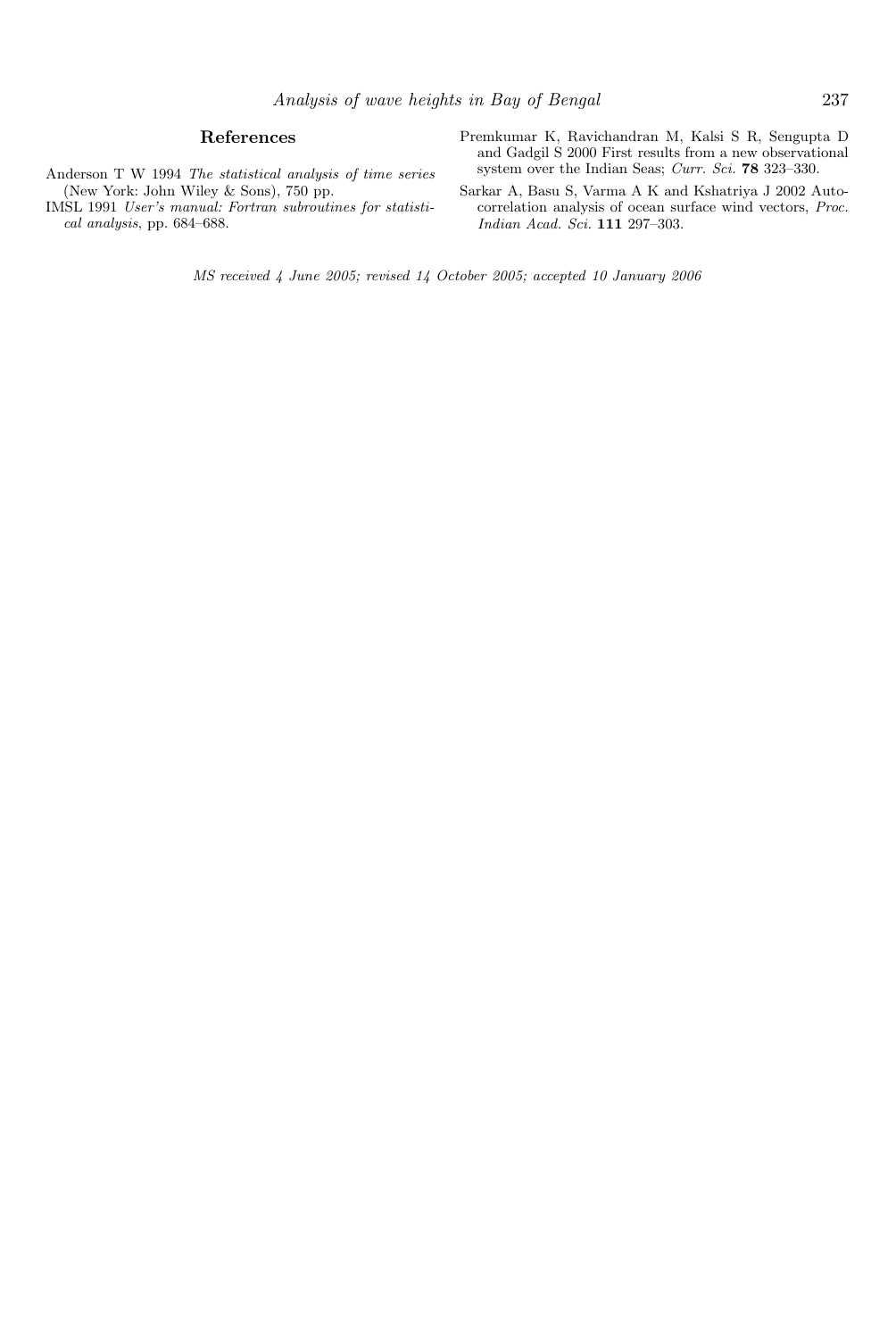## References

Anderson T W 1994 *The statistical analysis of time series* (New York: John Wiley & Sons), 750 pp.

IMSL 1991 *User's manual: Fortran subroutines for statistical analysis*, pp. 684–688.

Premkumar K, Ravichandran M, Kalsi S R, Sengupta D and Gadgil S 2000 First results from a new observational system over the Indian Seas; *Curr. Sci.* **78** 323–330.

Sarkar A, Basu S, Varma A K and Kshatriya J 2002 Autocorrelation analysis of ocean surface wind vectors, *Proc. Indian Acad. Sci.* **111** 297–303.

*MS received 4 June 2005; revised 14 October 2005; accepted 10 January 2006*